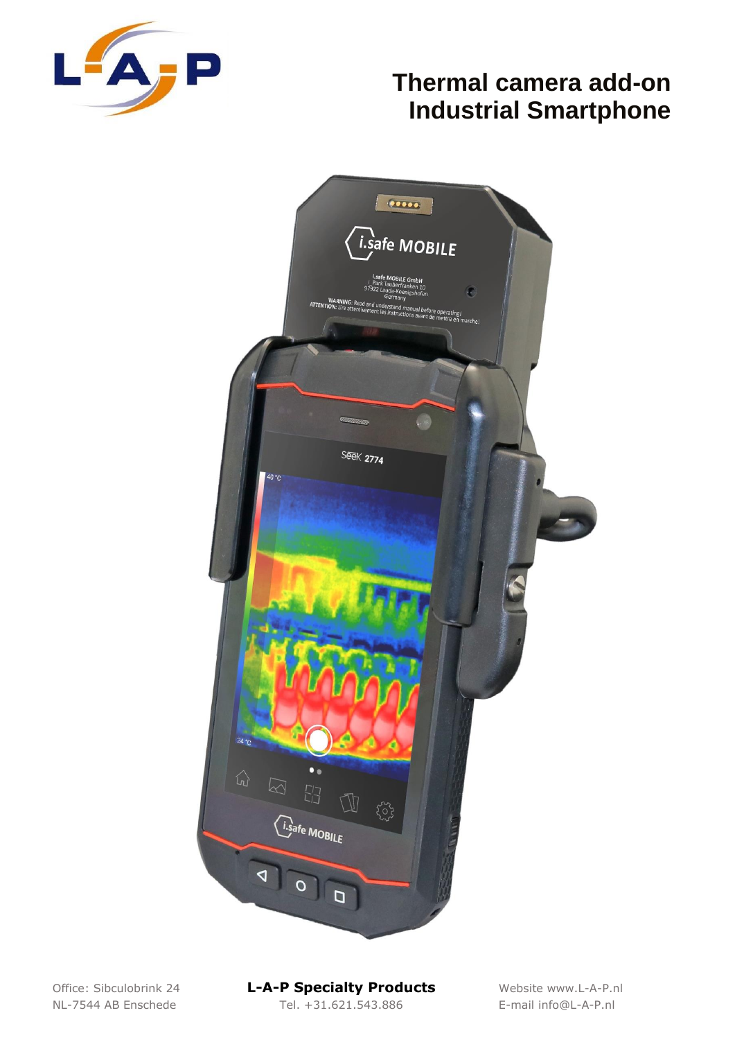# Thermal camera add-on
# Industrial Smartphone

Office: Sibculobrink 24
NL-7544 AB Enschede

**L-A-P Specialty Products**
Tel. +31.621.543.886

Website www.L-A-P.nl
E-mail info@L-A-P.nl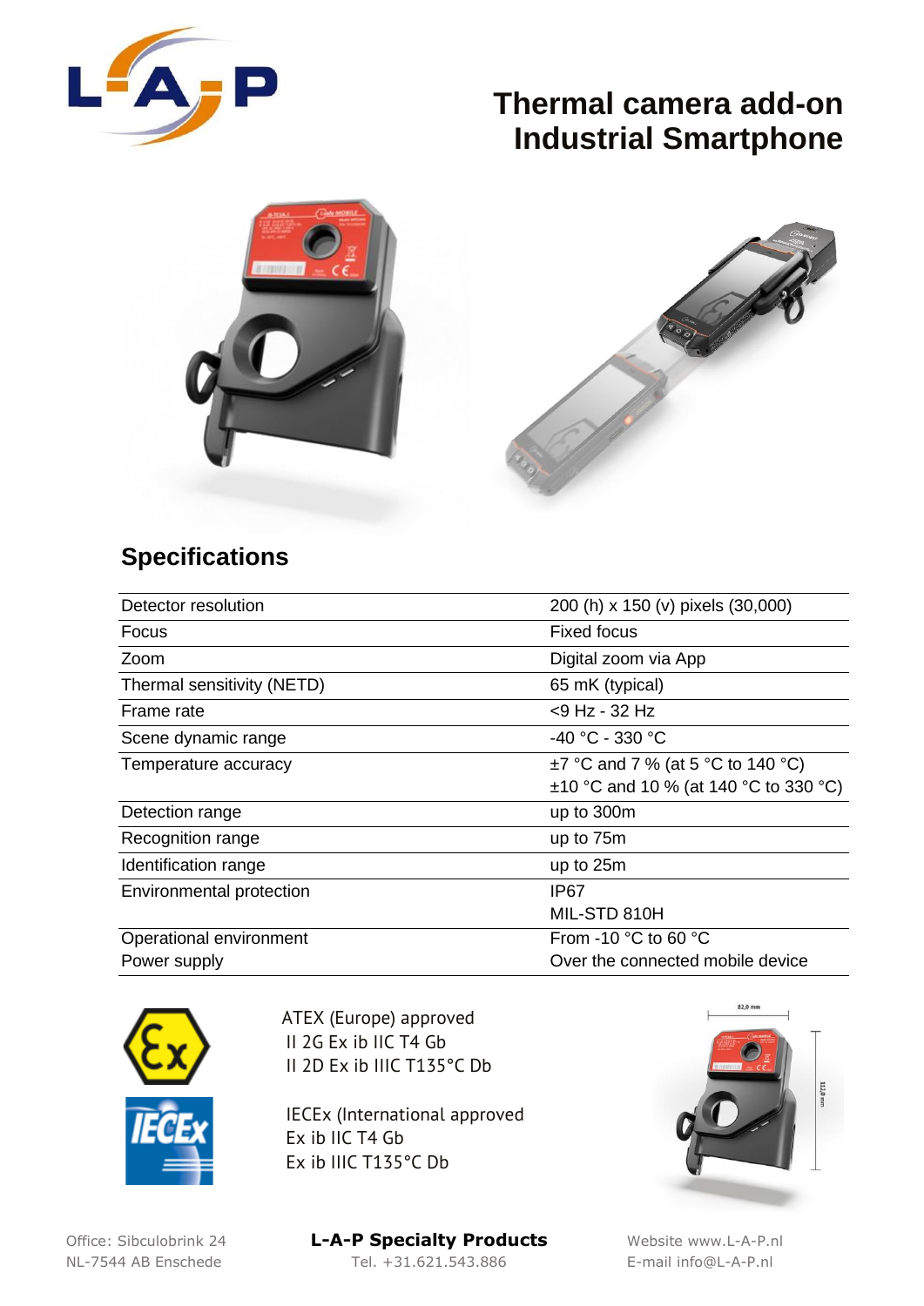# Thermal camera add-on Industrial Smartphone

## Specifications

| | |
|---|---|
| Detector resolution | 200 (h) x 150 (v) pixels (30,000) |
| Focus | Fixed focus |
| Zoom | Digital zoom via App |
| Thermal sensitivity (NETD) | 65 mK (typical) |
| Frame rate | <9 Hz - 32 Hz |
| Scene dynamic range | -40 °C - 330 °C |
| Temperature accuracy | ±7 °C and 7 % (at 5 °C to 140 °C)<br>±10 °C and 10 % (at 140 °C to 330 °C) |
| Detection range | up to 300m |
| Recognition range | up to 75m |
| Identification range | up to 25m |
| Environmental protection | IP67<br>MIL-STD 810H |
| Operational environment | From -10 °C to 60 °C |
| Power supply | Over the connected mobile device |

ATEX (Europe) approved
II 2G Ex ib IIC T4 Gb
II 2D Ex ib IIIC T135°C Db

IECEx (International approved
Ex ib IIC T4 Gb
Ex ib IIIC T135°C Db

Office: Sibculobrink 24
NL-7544 AB Enschede

**L-A-P Specialty Products**
Tel. +31.621.543.886

Website www.L-A-P.nl
E-mail info@L-A-P.nl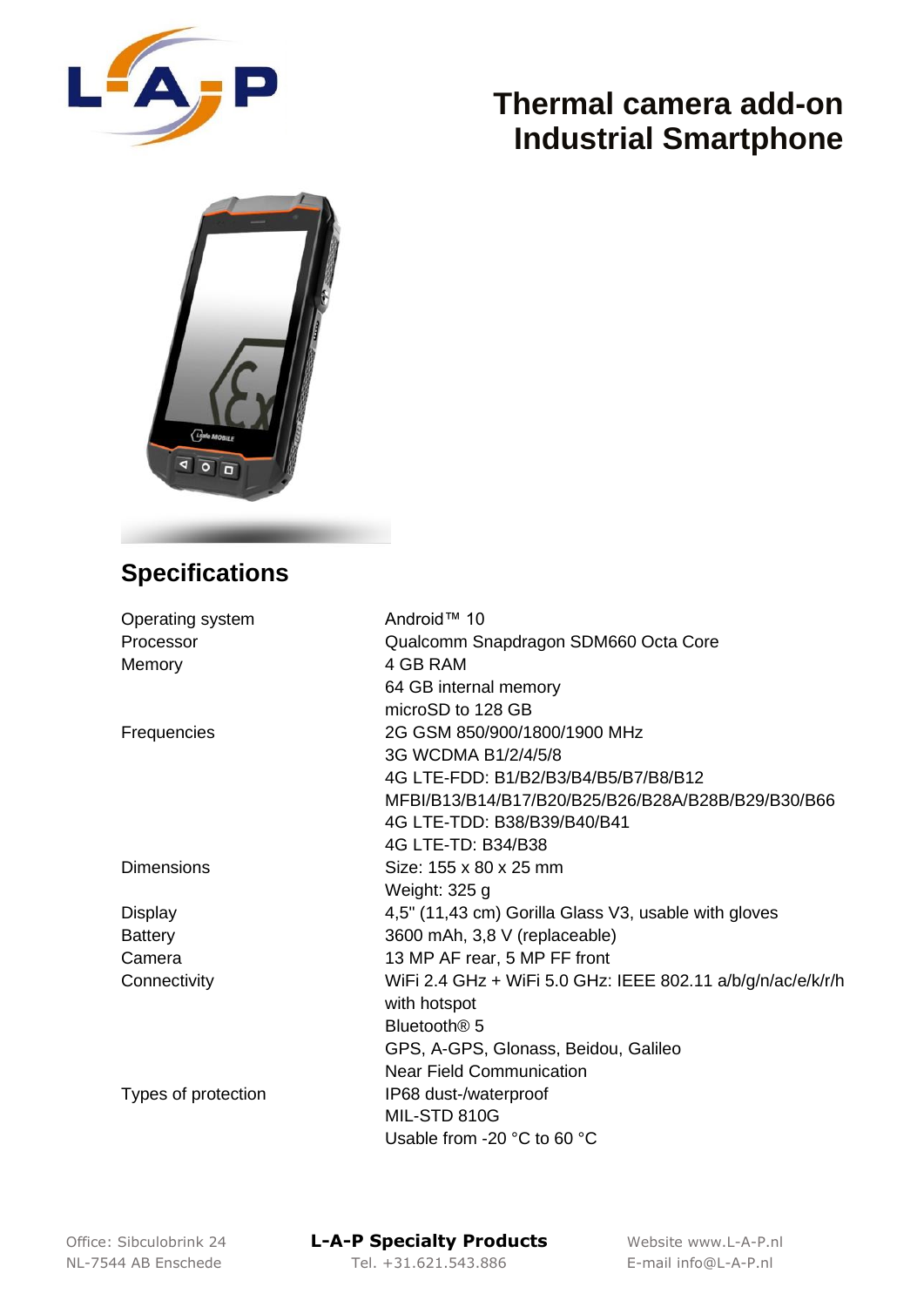# Thermal camera add-on Industrial Smartphone

## Specifications

| | |
|---|---|
| Operating system | Android™ 10 |
| Processor | Qualcomm Snapdragon SDM660 Octa Core |
| Memory | 4 GB RAM<br>64 GB internal memory<br>microSD to 128 GB |
| Frequencies | 2G GSM 850/900/1800/1900 MHz<br>3G WCDMA B1/2/4/5/8<br>4G LTE-FDD: B1/B2/B3/B4/B5/B7/B8/B12<br>MFBI/B13/B14/B17/B20/B25/B26/B28A/B28B/B29/B30/B66<br>4G LTE-TDD: B38/B39/B40/B41<br>4G LTE-TD: B34/B38 |
| Dimensions | Size: 155 x 80 x 25 mm<br>Weight: 325 g |
| Display | 4,5" (11,43 cm) Gorilla Glass V3, usable with gloves |
| Battery | 3600 mAh, 3,8 V (replaceable) |
| Camera | 13 MP AF rear, 5 MP FF front |
| Connectivity | WiFi 2.4 GHz + WiFi 5.0 GHz: IEEE 802.11 a/b/g/n/ac/e/k/r/h with hotspot<br>Bluetooth® 5<br>GPS, A-GPS, Glonass, Beidou, Galileo<br>Near Field Communication |
| Types of protection | IP68 dust-/waterproof<br>MIL-STD 810G<br>Usable from -20 °C to 60 °C |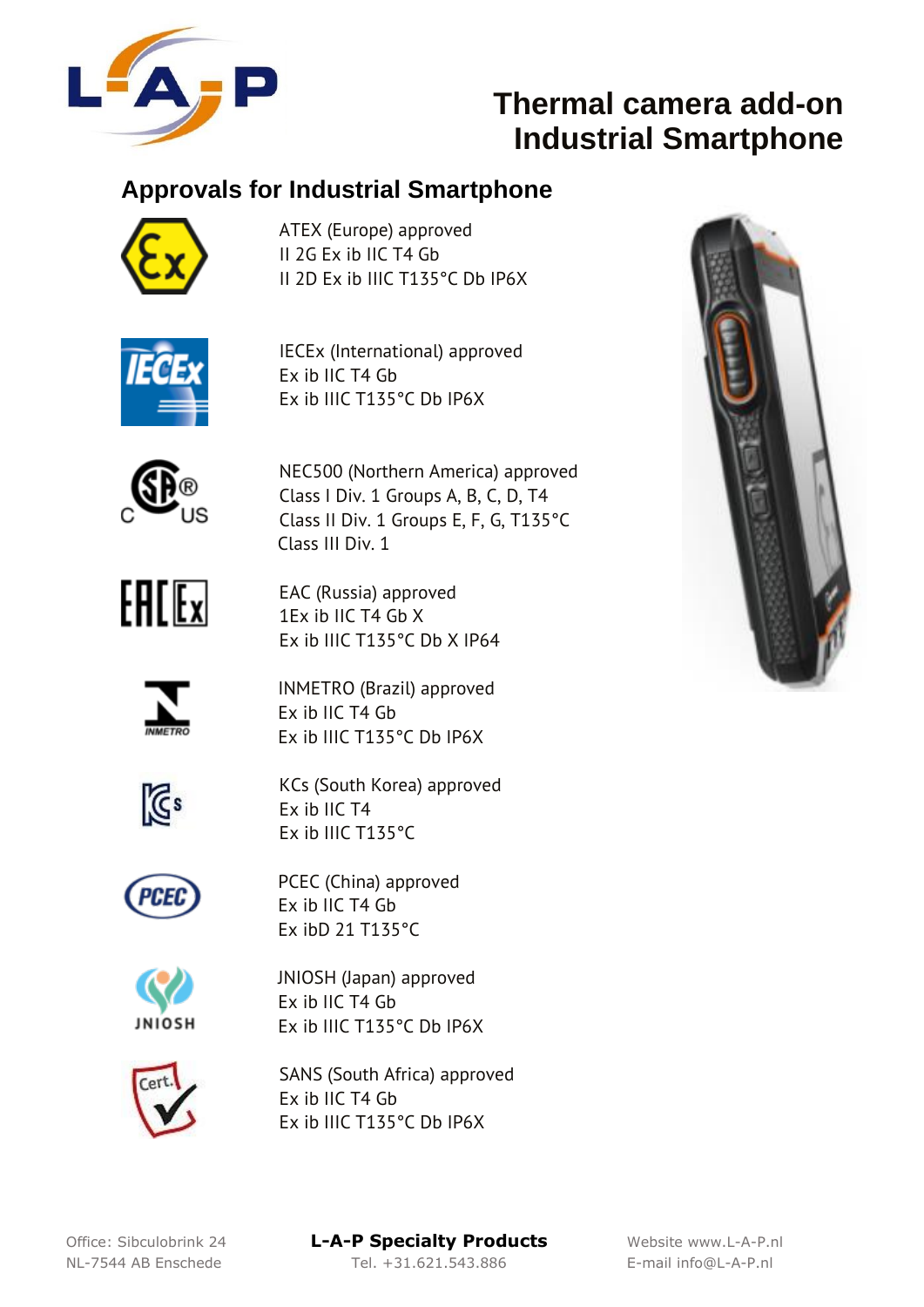# Thermal camera add-on Industrial Smartphone

## Approvals for Industrial Smartphone

ATEX (Europe) approved
II 2G Ex ib IIC T4 Gb
II 2D Ex ib IIIC T135°C Db IP6X

IECEx (International) approved
Ex ib IIC T4 Gb
Ex ib IIIC T135°C Db IP6X

NEC500 (Northern America) approved
Class I Div. 1 Groups A, B, C, D, T4
Class II Div. 1 Groups E, F, G, T135°C
Class III Div. 1

EAC (Russia) approved
1Ex ib IIC T4 Gb X
Ex ib IIIC T135°C Db X IP64

INMETRO (Brazil) approved
Ex ib IIC T4 Gb
Ex ib IIIC T135°C Db IP6X

KCs (South Korea) approved
Ex ib IIC T4
Ex ib IIIC T135°C

PCEC (China) approved
Ex ib IIC T4 Gb
Ex ibD 21 T135°C

JNIOSH (Japan) approved
Ex ib IIC T4 Gb
Ex ib IIIC T135°C Db IP6X

SANS (South Africa) approved
Ex ib IIC T4 Gb
Ex ib IIIC T135°C Db IP6X

Office: Sibculobrink 24
NL-7544 AB Enschede

**L-A-P Specialty Products**
Tel. +31.621.543.886

Website www.L-A-P.nl
E-mail info@L-A-P.nl